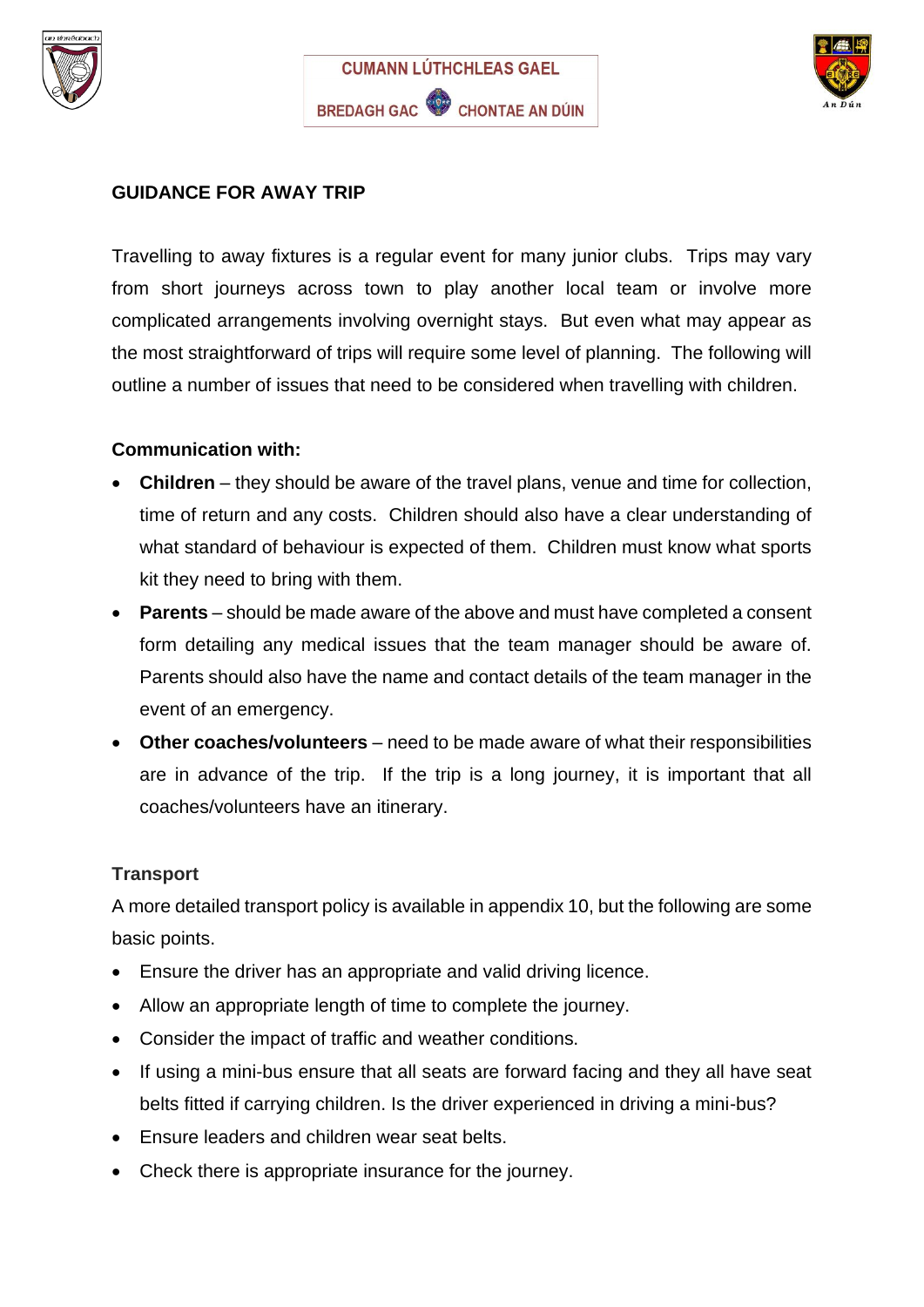CUMANN LÚTHCHLEAS GAEL

BREDAGH GAC CHONTAE AN DÚIN

## GUIDANCE FOR AWAY TRIP

Travelling to away fixtures is a regular event for many junior clubs. Trips may vary from short journeys across town to play another local team or involve more complicated arrangements involving overnight stays. But even what may appear as the most straightforward of trips will require some level of planning. The following will outline a number of issues that need to be considered when travelling with children.

**Communication with:**

- **Children** – they should be aware of the travel plans, venue and time for collection, time of return and any costs. Children should also have a clear understanding of what standard of behaviour is expected of them. Children must know what sports kit they need to bring with them.
- **Parents** – should be made aware of the above and must have completed a consent form detailing any medical issues that the team manager should be aware of. Parents should also have the name and contact details of the team manager in the event of an emergency.
- **Other coaches/volunteers** – need to be made aware of what their responsibilities are in advance of the trip. If the trip is a long journey, it is important that all coaches/volunteers have an itinerary.

**Transport**

A more detailed transport policy is available in appendix 10, but the following are some basic points.

- Ensure the driver has an appropriate and valid driving licence.
- Allow an appropriate length of time to complete the journey.
- Consider the impact of traffic and weather conditions.
- If using a mini-bus ensure that all seats are forward facing and they all have seat belts fitted if carrying children. Is the driver experienced in driving a mini-bus?
- Ensure leaders and children wear seat belts.
- Check there is appropriate insurance for the journey.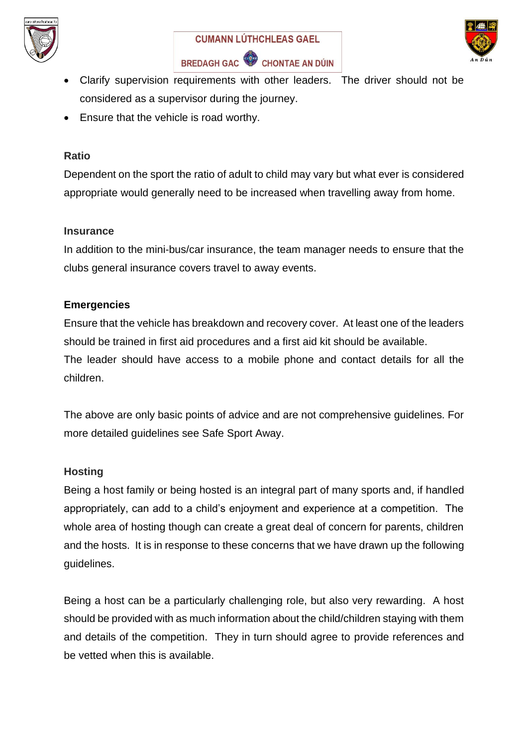- Clarify supervision requirements with other leaders. The driver should not be considered as a supervisor during the journey.
- Ensure that the vehicle is road worthy.

**Ratio**

Dependent on the sport the ratio of adult to child may vary but what ever is considered appropriate would generally need to be increased when travelling away from home.

**Insurance**

In addition to the mini-bus/car insurance, the team manager needs to ensure that the clubs general insurance covers travel to away events.

**Emergencies**

Ensure that the vehicle has breakdown and recovery cover. At least one of the leaders should be trained in first aid procedures and a first aid kit should be available.
The leader should have access to a mobile phone and contact details for all the children.

The above are only basic points of advice and are not comprehensive guidelines. For more detailed guidelines see Safe Sport Away.

**Hosting**

Being a host family or being hosted is an integral part of many sports and, if handled appropriately, can add to a child's enjoyment and experience at a competition. The whole area of hosting though can create a great deal of concern for parents, children and the hosts. It is in response to these concerns that we have drawn up the following guidelines.

Being a host can be a particularly challenging role, but also very rewarding. A host should be provided with as much information about the child/children staying with them and details of the competition. They in turn should agree to provide references and be vetted when this is available.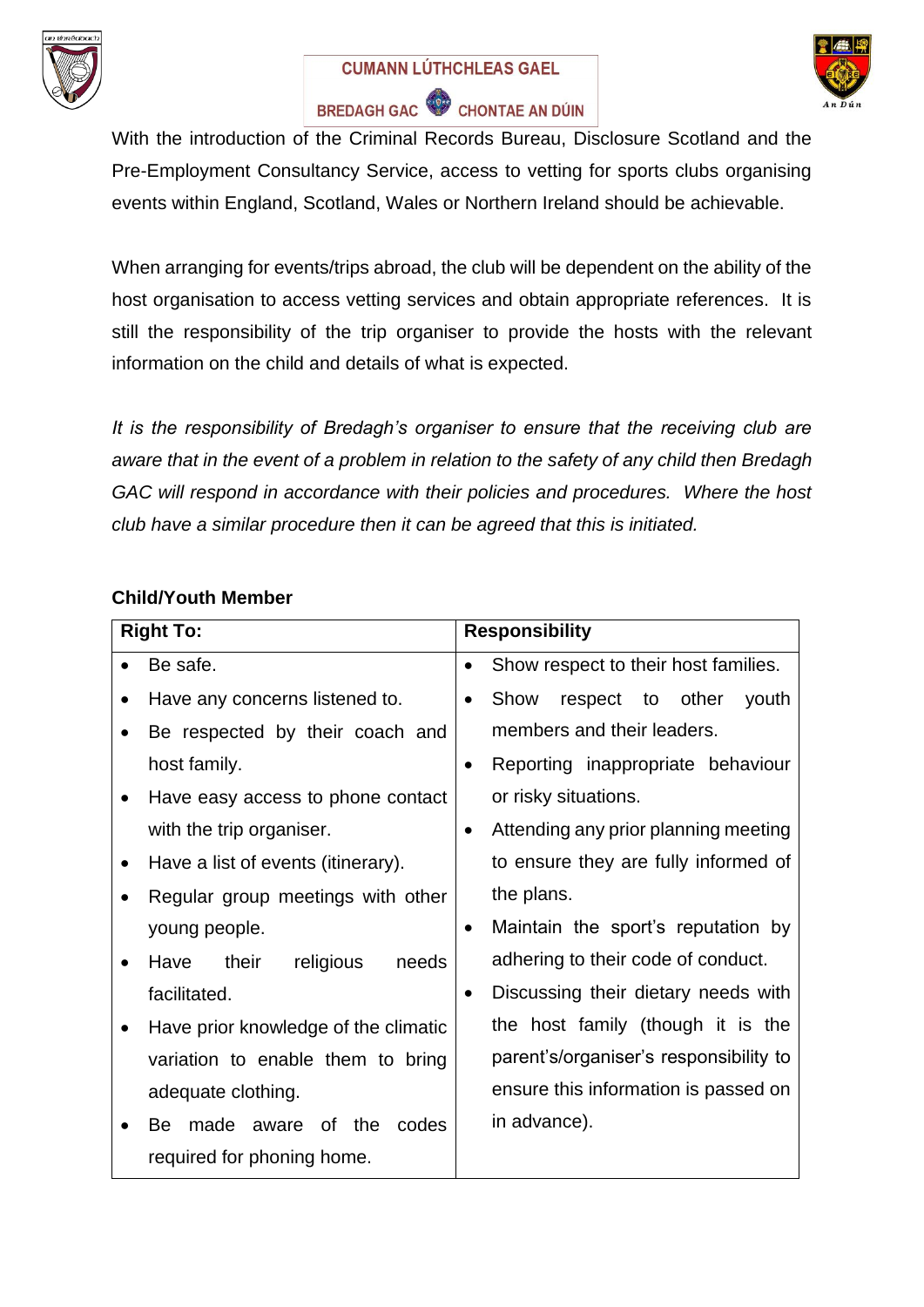With the introduction of the Criminal Records Bureau, Disclosure Scotland and the Pre-Employment Consultancy Service, access to vetting for sports clubs organising events within England, Scotland, Wales or Northern Ireland should be achievable.

When arranging for events/trips abroad, the club will be dependent on the ability of the host organisation to access vetting services and obtain appropriate references. It is still the responsibility of the trip organiser to provide the hosts with the relevant information on the child and details of what is expected.

*It is the responsibility of Bredagh's organiser to ensure that the receiving club are aware that in the event of a problem in relation to the safety of any child then Bredagh GAC will respond in accordance with their policies and procedures. Where the host club have a similar procedure then it can be agreed that this is initiated.*

**Child/Youth Member**

| **Right To:** | **Responsibility** |
|---|---|
| • Be safe.<br>• Have any concerns listened to.<br>• Be respected by their coach and host family.<br>• Have easy access to phone contact with the trip organiser.<br>• Have a list of events (itinerary).<br>• Regular group meetings with other young people.<br>• Have their religious needs facilitated.<br>• Have prior knowledge of the climatic variation to enable them to bring adequate clothing.<br>• Be made aware of the codes required for phoning home. | • Show respect to their host families.<br>• Show respect to other youth members and their leaders.<br>• Reporting inappropriate behaviour or risky situations.<br>• Attending any prior planning meeting to ensure they are fully informed of the plans.<br>• Maintain the sport's reputation by adhering to their code of conduct.<br>• Discussing their dietary needs with the host family (though it is the parent's/organiser's responsibility to ensure this information is passed on in advance). |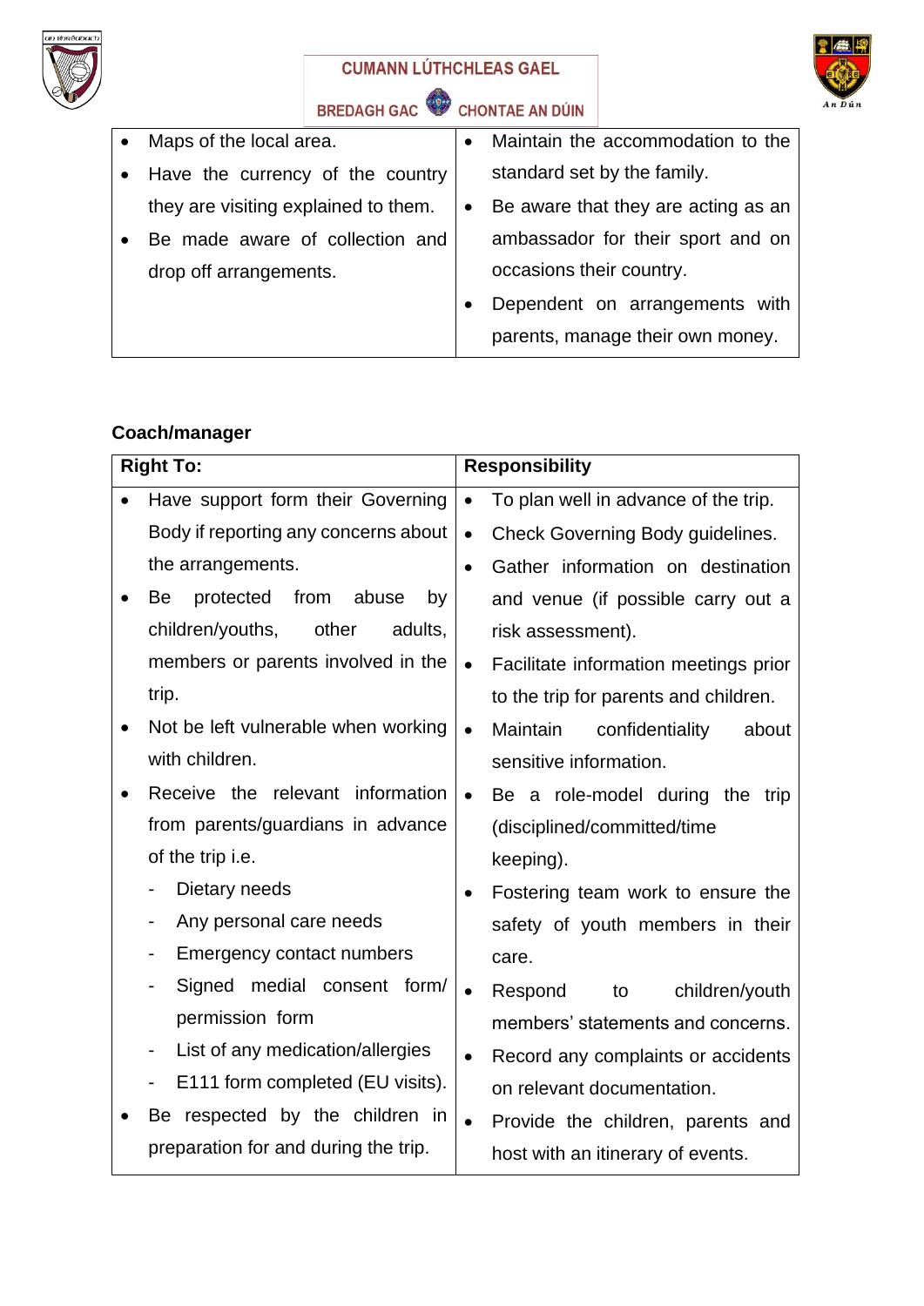| | |
|---|---|
| • Maps of the local area.<br>• Have the currency of the country they are visiting explained to them.<br>• Be made aware of collection and drop off arrangements. | • Maintain the accommodation to the standard set by the family.<br>• Be aware that they are acting as an ambassador for their sport and on occasions their country.<br>• Dependent on arrangements with parents, manage their own money. |

**Coach/manager**

| Right To: | Responsibility |
|---|---|
| • Have support form their Governing Body if reporting any concerns about the arrangements.<br>• Be protected from abuse by children/youths, other adults, members or parents involved in the trip.<br>• Not be left vulnerable when working with children.<br>• Receive the relevant information from parents/guardians in advance of the trip i.e.<br>  - Dietary needs<br>  - Any personal care needs<br>  - Emergency contact numbers<br>  - Signed medial consent form/ permission form<br>  - List of any medication/allergies<br>  - E111 form completed (EU visits).<br>• Be respected by the children in preparation for and during the trip. | • To plan well in advance of the trip.<br>• Check Governing Body guidelines.<br>• Gather information on destination and venue (if possible carry out a risk assessment).<br>• Facilitate information meetings prior to the trip for parents and children.<br>• Maintain confidentiality about sensitive information.<br>• Be a role-model during the trip (disciplined/committed/time keeping).<br>• Fostering team work to ensure the safety of youth members in their care.<br>• Respond to children/youth members' statements and concerns.<br>• Record any complaints or accidents on relevant documentation.<br>• Provide the children, parents and host with an itinerary of events. |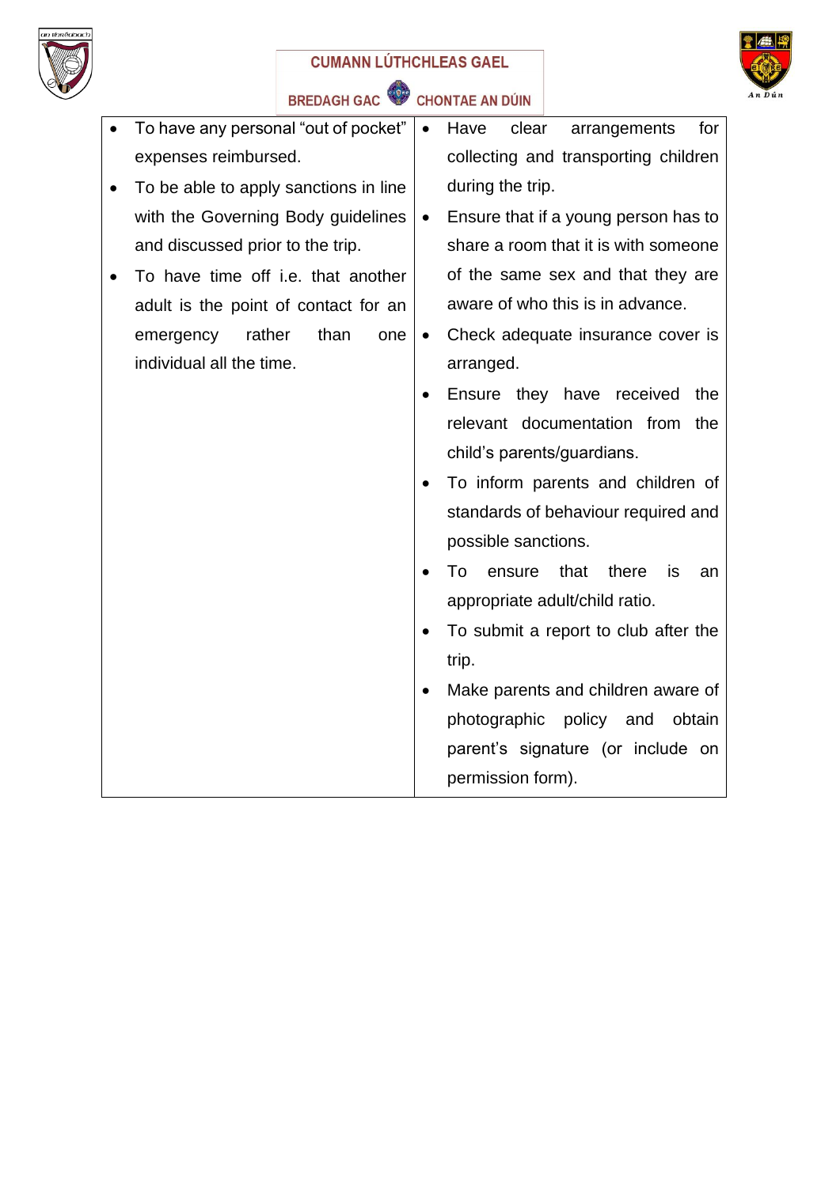| | |
|---|---|
| • To have any personal "out of pocket" expenses reimbursed.<br>• To be able to apply sanctions in line with the Governing Body guidelines and discussed prior to the trip.<br>• To have time off i.e. that another adult is the point of contact for an emergency rather than one individual all the time. | • Have clear arrangements for collecting and transporting children during the trip.<br>• Ensure that if a young person has to share a room that it is with someone of the same sex and that they are aware of who this is in advance.<br>• Check adequate insurance cover is arranged.<br>• Ensure they have received the relevant documentation from the child's parents/guardians.<br>• To inform parents and children of standards of behaviour required and possible sanctions.<br>• To ensure that there is an appropriate adult/child ratio.<br>• To submit a report to club after the trip.<br>• Make parents and children aware of photographic policy and obtain parent's signature (or include on permission form). |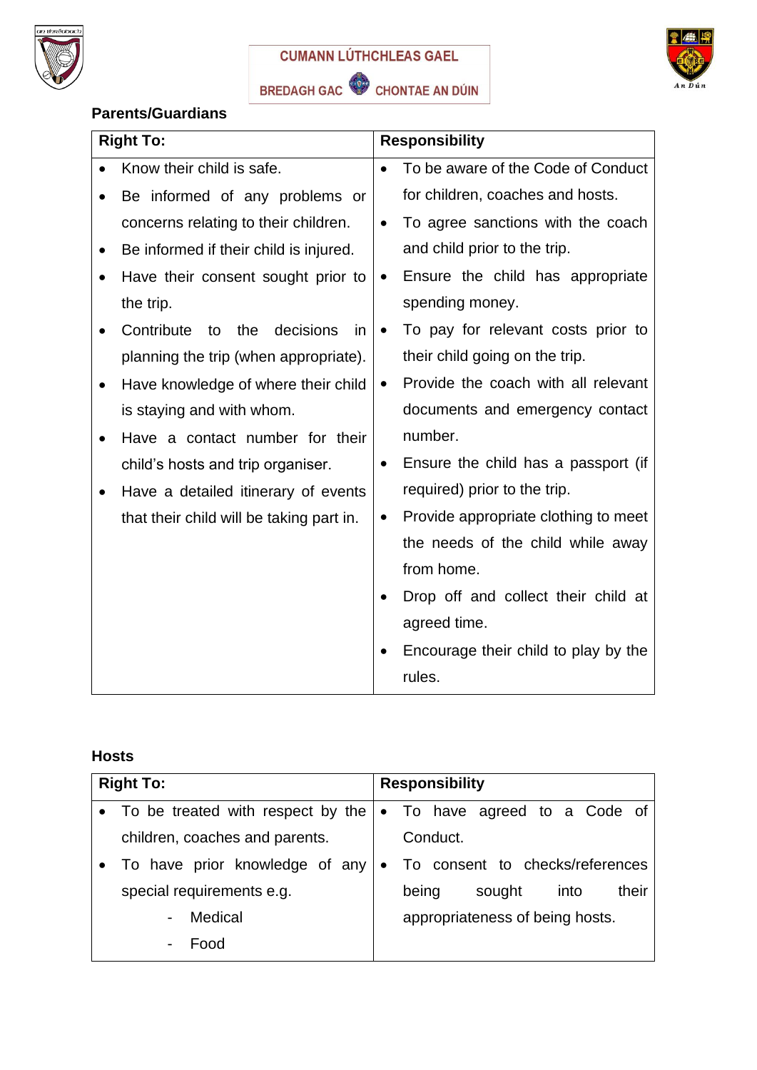### Parents/Guardians

| Right To: | Responsibility |
|---|---|
| • Know their child is safe.<br>• Be informed of any problems or concerns relating to their children.<br>• Be informed if their child is injured.<br>• Have their consent sought prior to the trip.<br>• Contribute to the decisions in planning the trip (when appropriate).<br>• Have knowledge of where their child is staying and with whom.<br>• Have a contact number for their child's hosts and trip organiser.<br>• Have a detailed itinerary of events that their child will be taking part in. | • To be aware of the Code of Conduct for children, coaches and hosts.<br>• To agree sanctions with the coach and child prior to the trip.<br>• Ensure the child has appropriate spending money.<br>• To pay for relevant costs prior to their child going on the trip.<br>• Provide the coach with all relevant documents and emergency contact number.<br>• Ensure the child has a passport (if required) prior to the trip.<br>• Provide appropriate clothing to meet the needs of the child while away from home.<br>• Drop off and collect their child at agreed time.<br>• Encourage their child to play by the rules. |

### Hosts

| Right To: | Responsibility |
|---|---|
| • To be treated with respect by the children, coaches and parents.<br>• To have prior knowledge of any special requirements e.g.<br>&nbsp;&nbsp;&nbsp;&nbsp;- Medical<br>&nbsp;&nbsp;&nbsp;&nbsp;- Food | • To have agreed to a Code of Conduct.<br>• To consent to checks/references being sought into their appropriateness of being hosts. |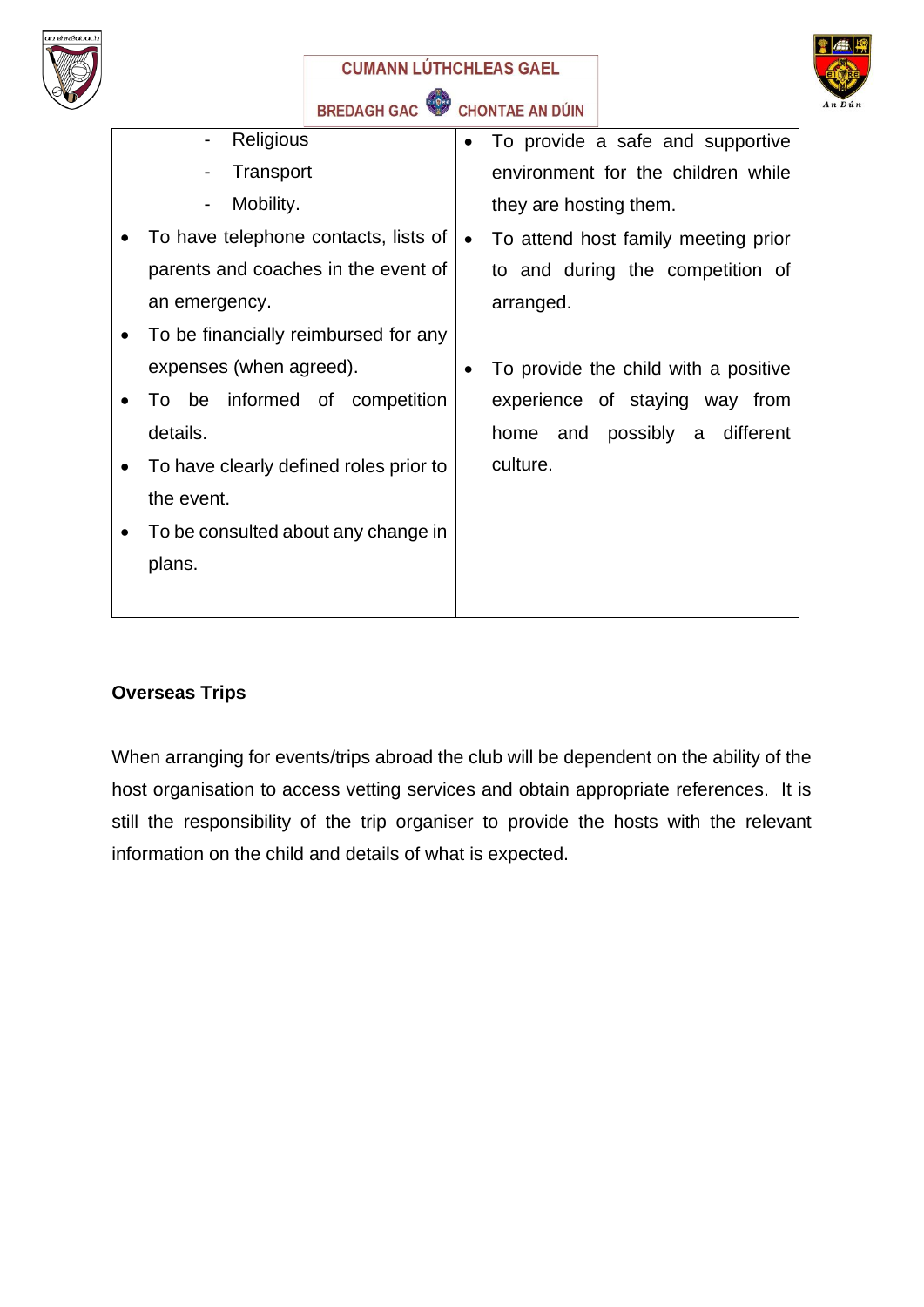| | |
|---|---|
| - Religious<br>- Transport<br>- Mobility.<br>• To have telephone contacts, lists of parents and coaches in the event of an emergency.<br>• To be financially reimbursed for any expenses (when agreed).<br>• To be informed of competition details.<br>• To have clearly defined roles prior to the event.<br>• To be consulted about any change in plans. | • To provide a safe and supportive environment for the children while they are hosting them.<br>• To attend host family meeting prior to and during the competition of arranged.<br>• To provide the child with a positive experience of staying way from home and possibly a different culture. |

**Overseas Trips**

When arranging for events/trips abroad the club will be dependent on the ability of the host organisation to access vetting services and obtain appropriate references. It is still the responsibility of the trip organiser to provide the hosts with the relevant information on the child and details of what is expected.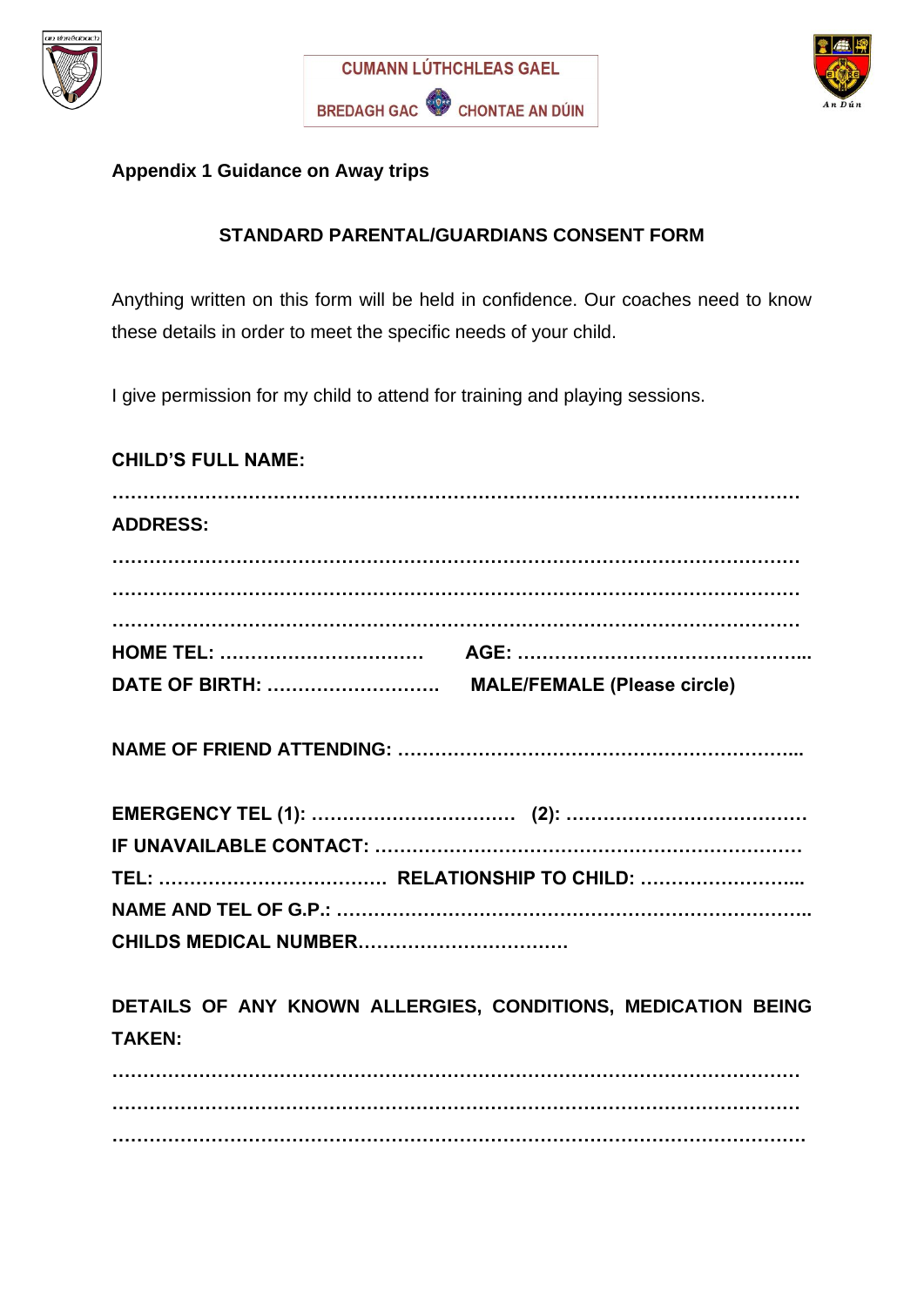CUMANN LÚTHCHLEAS GAEL

BREDAGH GAC CHONTAE AN DÚIN

**Appendix 1 Guidance on Away trips**

**STANDARD PARENTAL/GUARDIANS CONSENT FORM**

Anything written on this form will be held in confidence. Our coaches need to know these details in order to meet the specific needs of your child.

I give permission for my child to attend for training and playing sessions.

**CHILD'S FULL NAME:**

**……………………………………………………………………………………………………**

**ADDRESS:**

**……………………………………………………………………………………………………**

**……………………………………………………………………………………………………**

**……………………………………………………………………………………………………**

**HOME TEL: ……………………………   AGE: ………………………………………...**

**DATE OF BIRTH: ……………………….   MALE/FEMALE (Please circle)**

**NAME OF FRIEND ATTENDING: ………………………………………………………...**

**EMERGENCY TEL (1): ……………………………   (2): …………………………………**

**IF UNAVAILABLE CONTACT: ……………………………………………………………**

**TEL: ……………………………… RELATIONSHIP TO CHILD: ……………………...**

**NAME AND TEL OF G.P.: …………………………………………………………………..**

**CHILDS MEDICAL NUMBER……………………………**

**DETAILS OF ANY KNOWN ALLERGIES, CONDITIONS, MEDICATION BEING TAKEN:**

**……………………………………………………………………………………………………**

**……………………………………………………………………………………………………**

**……………………………………………………………………………………………………**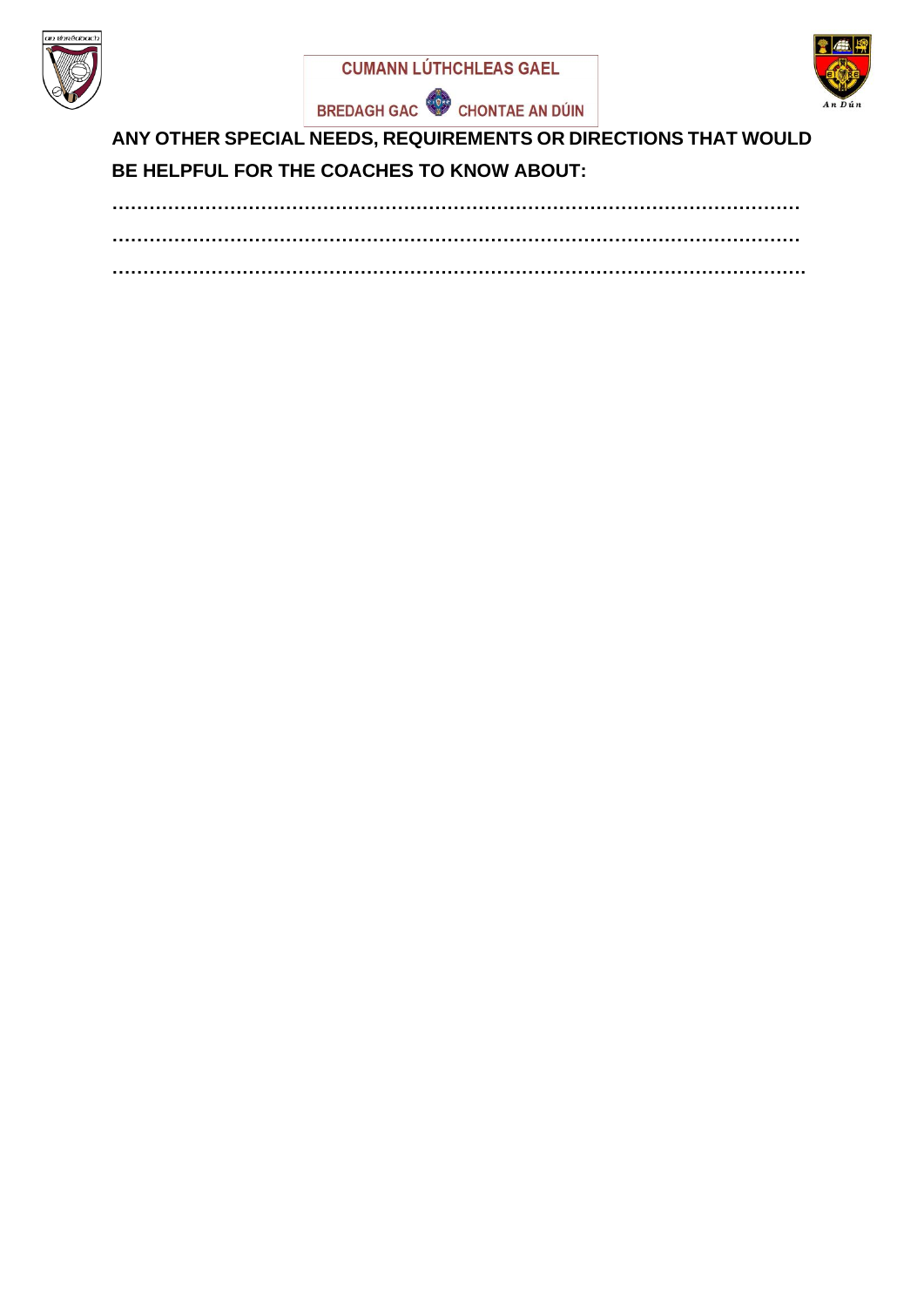**ANY OTHER SPECIAL NEEDS, REQUIREMENTS OR DIRECTIONS THAT WOULD BE HELPFUL FOR THE COACHES TO KNOW ABOUT:**

……………………………………………………………………………………………………

……………………………………………………………………………………………………

……………………………………………………………………………………………………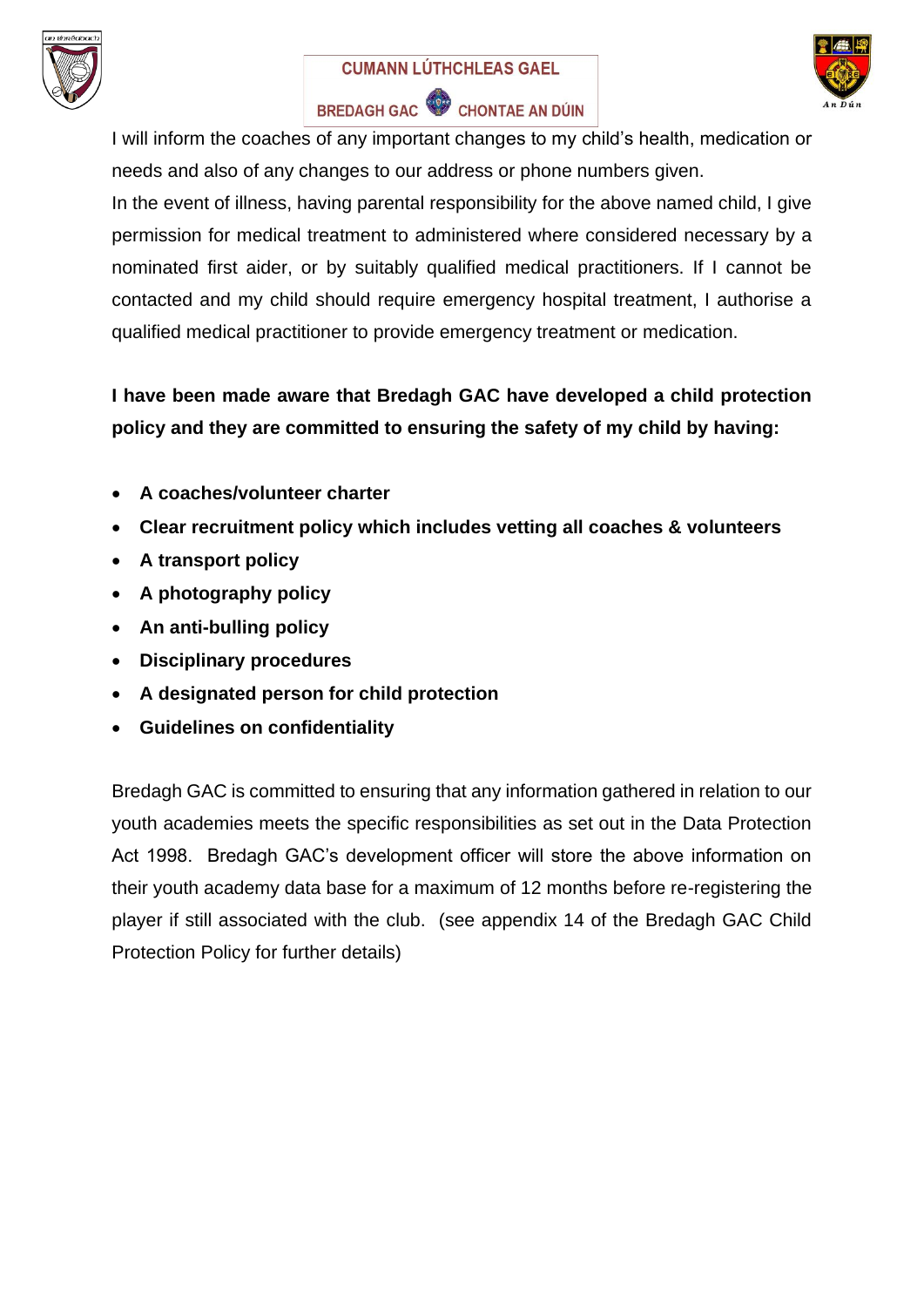I will inform the coaches of any important changes to my child's health, medication or needs and also of any changes to our address or phone numbers given.

In the event of illness, having parental responsibility for the above named child, I give permission for medical treatment to administered where considered necessary by a nominated first aider, or by suitably qualified medical practitioners. If I cannot be contacted and my child should require emergency hospital treatment, I authorise a qualified medical practitioner to provide emergency treatment or medication.

**I have been made aware that Bredagh GAC have developed a child protection policy and they are committed to ensuring the safety of my child by having:**

- **A coaches/volunteer charter**
- **Clear recruitment policy which includes vetting all coaches & volunteers**
- **A transport policy**
- **A photography policy**
- **An anti-bulling policy**
- **Disciplinary procedures**
- **A designated person for child protection**
- **Guidelines on confidentiality**

Bredagh GAC is committed to ensuring that any information gathered in relation to our youth academies meets the specific responsibilities as set out in the Data Protection Act 1998. Bredagh GAC's development officer will store the above information on their youth academy data base for a maximum of 12 months before re-registering the player if still associated with the club. (see appendix 14 of the Bredagh GAC Child Protection Policy for further details)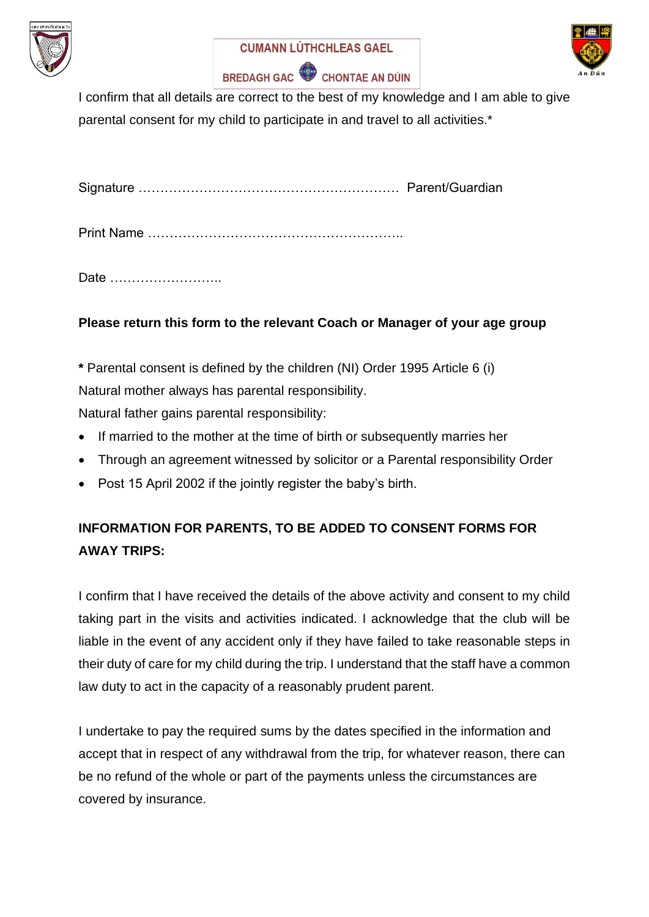CUMANN LÚTHCHLEAS GAEL

BREDAGH GAC CHONTAE AN DÚIN

I confirm that all details are correct to the best of my knowledge and I am able to give parental consent for my child to participate in and travel to all activities.*

Signature ………………………………………………… Parent/Guardian

Print Name ………………………………………………..

Date ……………………..

**Please return this form to the relevant Coach or Manager of your age group**

**\*** Parental consent is defined by the children (NI) Order 1995 Article 6 (i)

Natural mother always has parental responsibility.

Natural father gains parental responsibility:

- If married to the mother at the time of birth or subsequently marries her
- Through an agreement witnessed by solicitor or a Parental responsibility Order
- Post 15 April 2002 if the jointly register the baby's birth.

**INFORMATION FOR PARENTS, TO BE ADDED TO CONSENT FORMS FOR AWAY TRIPS:**

I confirm that I have received the details of the above activity and consent to my child taking part in the visits and activities indicated. I acknowledge that the club will be liable in the event of any accident only if they have failed to take reasonable steps in their duty of care for my child during the trip. I understand that the staff have a common law duty to act in the capacity of a reasonably prudent parent.

I undertake to pay the required sums by the dates specified in the information and accept that in respect of any withdrawal from the trip, for whatever reason, there can be no refund of the whole or part of the payments unless the circumstances are covered by insurance.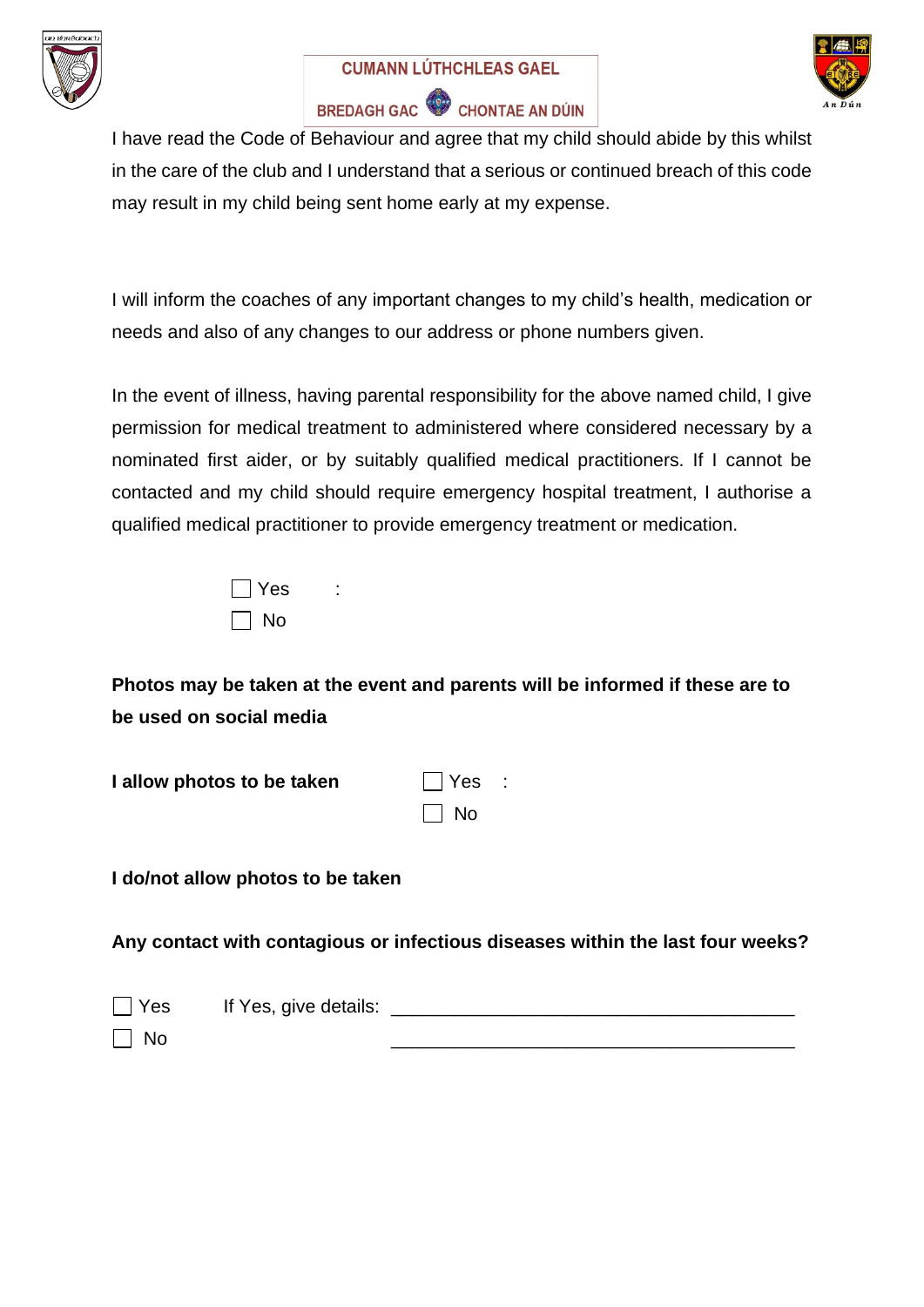I have read the Code of Behaviour and agree that my child should abide by this whilst in the care of the club and I understand that a serious or continued breach of this code may result in my child being sent home early at my expense.

I will inform the coaches of any important changes to my child's health, medication or needs and also of any changes to our address or phone numbers given.

In the event of illness, having parental responsibility for the above named child, I give permission for medical treatment to administered where considered necessary by a nominated first aider, or by suitably qualified medical practitioners. If I cannot be contacted and my child should require emergency hospital treatment, I authorise a qualified medical practitioner to provide emergency treatment or medication.

☐ Yes :
☐ No

**Photos may be taken at the event and parents will be informed if these are to be used on social media**

**I allow photos to be taken** ☐ Yes :
☐ No

**I do/not allow photos to be taken**

**Any contact with contagious or infectious diseases within the last four weeks?**

☐ Yes If Yes, give details: ________________________________________
☐ No ________________________________________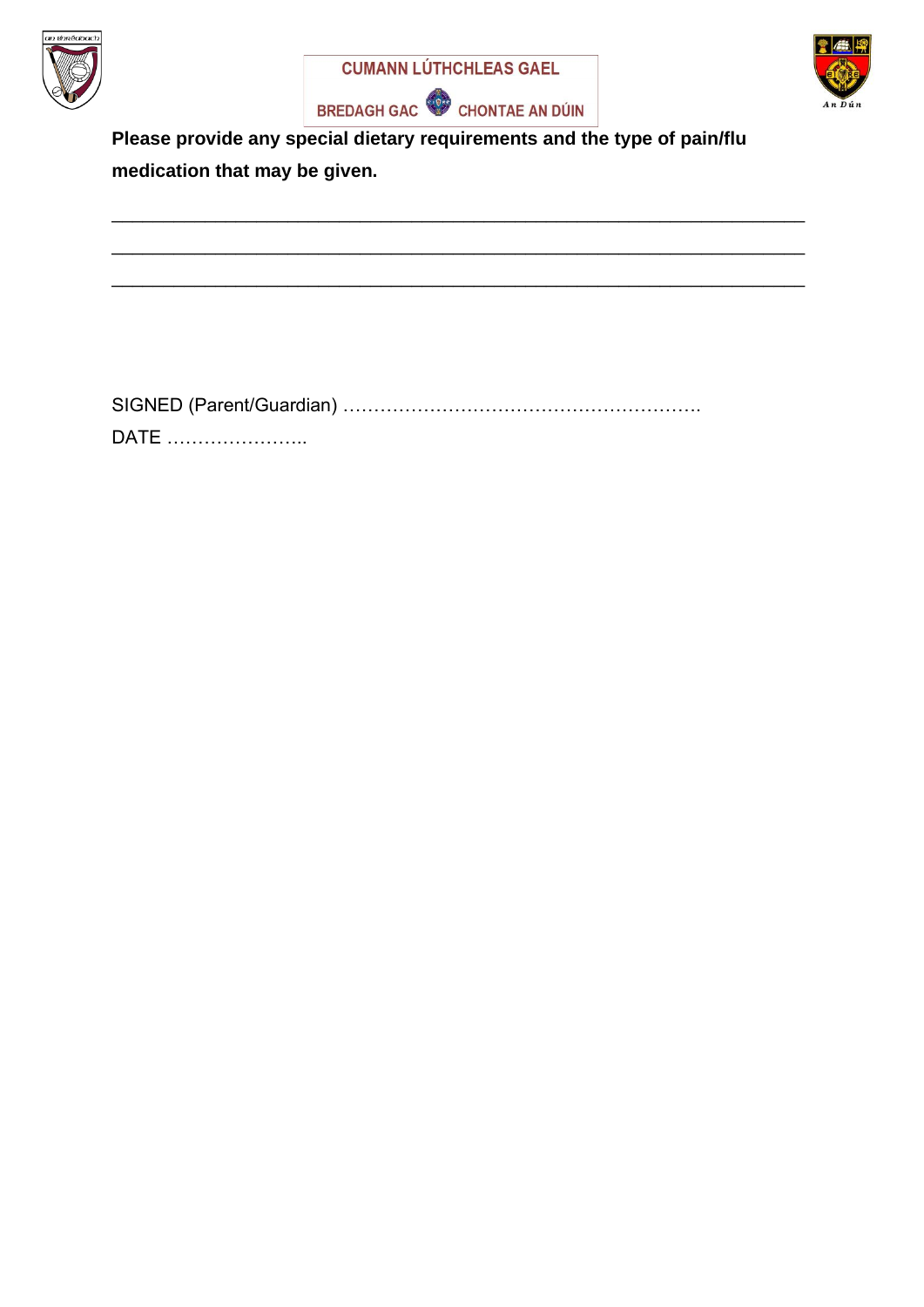**Please provide any special dietary requirements and the type of pain/flu medication that may be given.**

_______________________________________________________________

_______________________________________________________________

_______________________________________________________________

SIGNED (Parent/Guardian) ………………………………………………….

DATE …………………..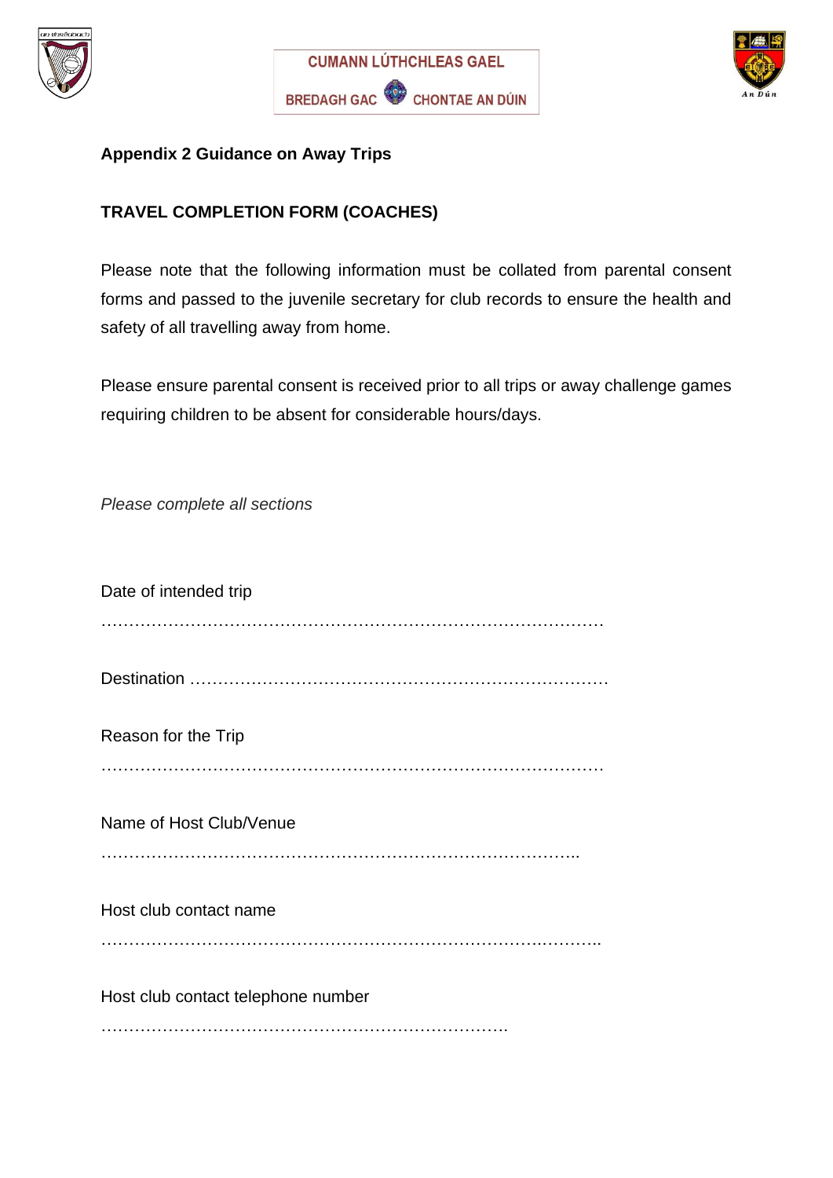CUMANN LÚTHCHLEAS GAEL

BREDAGH GAC CHONTAE AN DÚIN

**Appendix 2 Guidance on Away Trips**

**TRAVEL COMPLETION FORM (COACHES)**

Please note that the following information must be collated from parental consent forms and passed to the juvenile secretary for club records to ensure the health and safety of all travelling away from home.

Please ensure parental consent is received prior to all trips or away challenge games requiring children to be absent for considerable hours/days.

*Please complete all sections*

Date of intended trip

……………………………………………………………………………………

Destination …………………………………………………………………

Reason for the Trip

……………………………………………………………………………………

Name of Host Club/Venue

…………………………………………………………………………..

Host club contact name

…………………………………………………………………….………..

Host club contact telephone number

………………………………………………………………….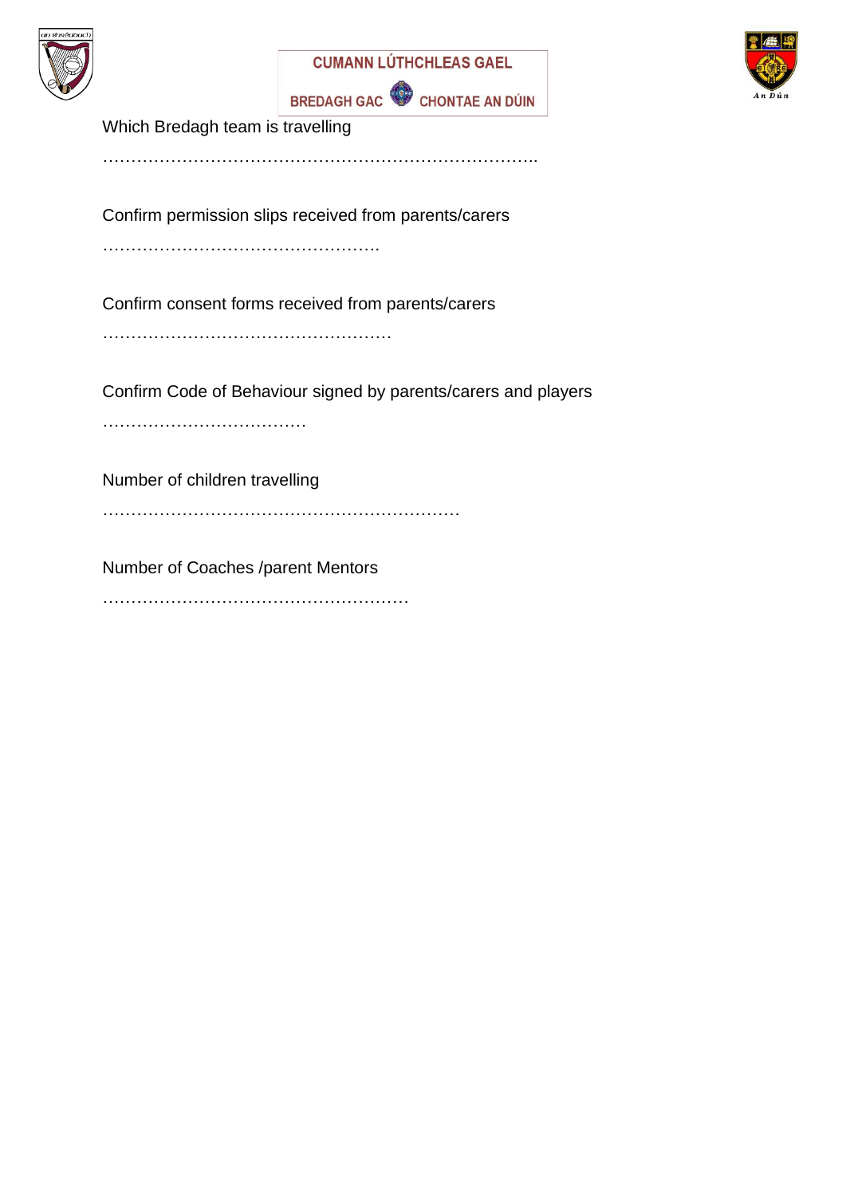CUMANN LÚTHCHLEAS GAEL

BREDAGH GAC CHONTAE AN DÚIN

Which Bredagh team is travelling

…………………………………………………………………..

Confirm permission slips received from parents/carers

………………………………………….

Confirm consent forms received from parents/carers

……………………………………………

Confirm Code of Behaviour signed by parents/carers and players

………………………………

Number of children travelling

………………………………………………………

Number of Coaches /parent Mentors

………………………………………………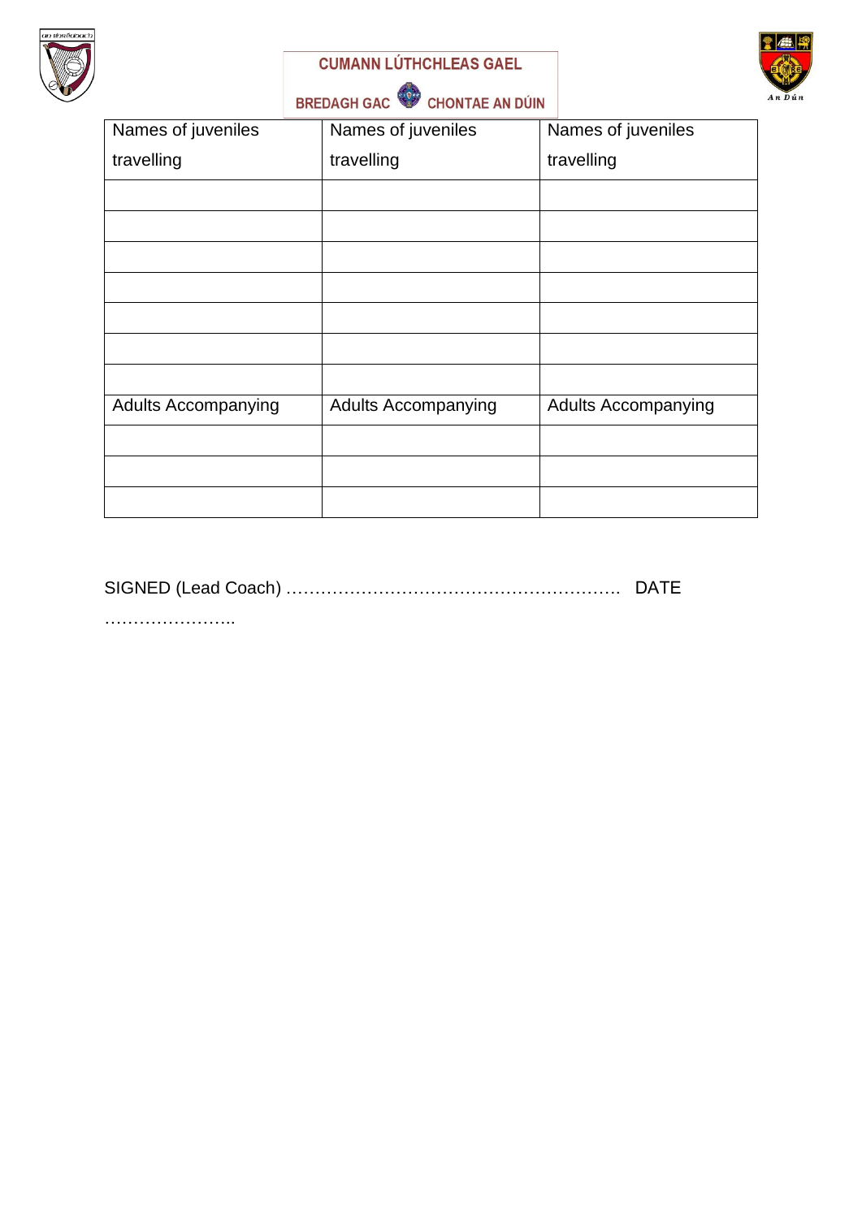CUMANN LÚTHCHLEAS GAEL

BREDAGH GAC CHONTAE AN DÚIN

| Names of juveniles travelling | Names of juveniles travelling | Names of juveniles travelling |
|---|---|---|
| | | |
| | | |
| | | |
| | | |
| | | |
| | | |
| | | |
| Adults Accompanying | Adults Accompanying | Adults Accompanying |
| | | |
| | | |
| | | |

SIGNED (Lead Coach) …………………………………………………. DATE …………………..